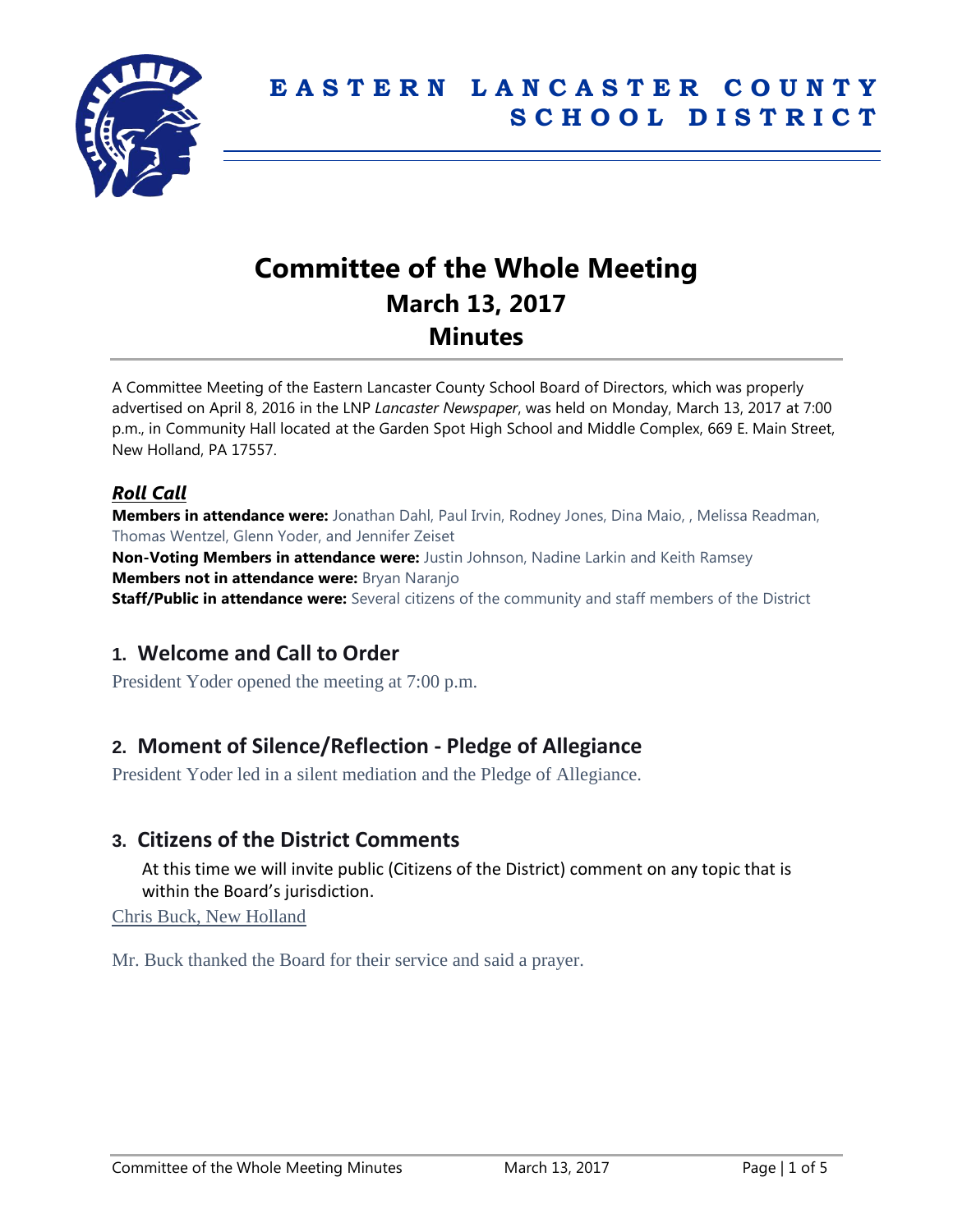# EASTERN LANCASTER COUNTY SCHOOL DISTRICT

# Committee of the Whole Meeting
## March 13, 2017
## Minutes

A Committee Meeting of the Eastern Lancaster County School Board of Directors, which was properly advertised on April 8, 2016 in the LNP *Lancaster Newspaper*, was held on Monday, March 13, 2017 at 7:00 p.m., in Community Hall located at the Garden Spot High School and Middle Complex, 669 E. Main Street, New Holland, PA 17557.

### ***Roll Call***

**Members in attendance were:** Jonathan Dahl, Paul Irvin, Rodney Jones, Dina Maio, , Melissa Readman, Thomas Wentzel, Glenn Yoder, and Jennifer Zeiset

**Non-Voting Members in attendance were:** Justin Johnson, Nadine Larkin and Keith Ramsey

**Members not in attendance were:** Bryan Naranjo

**Staff/Public in attendance were:** Several citizens of the community and staff members of the District

## 1. Welcome and Call to Order

President Yoder opened the meeting at 7:00 p.m.

## 2. Moment of Silence/Reflection - Pledge of Allegiance

President Yoder led in a silent mediation and the Pledge of Allegiance.

## 3. Citizens of the District Comments

At this time we will invite public (Citizens of the District) comment on any topic that is within the Board's jurisdiction.

Chris Buck, New Holland

Mr. Buck thanked the Board for their service and said a prayer.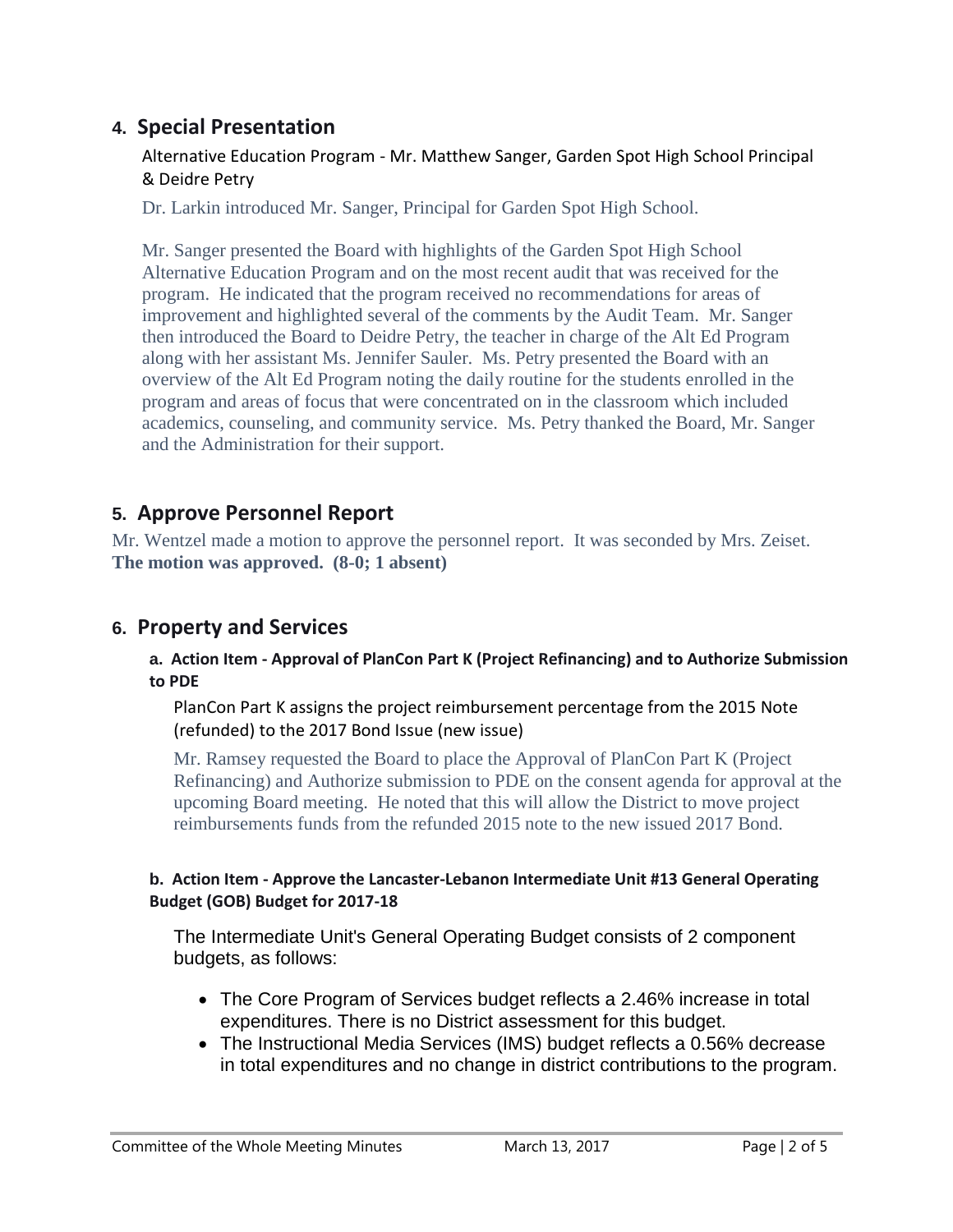## 4. Special Presentation

Alternative Education Program - Mr. Matthew Sanger, Garden Spot High School Principal & Deidre Petry

Dr. Larkin introduced Mr. Sanger, Principal for Garden Spot High School.

Mr. Sanger presented the Board with highlights of the Garden Spot High School Alternative Education Program and on the most recent audit that was received for the program. He indicated that the program received no recommendations for areas of improvement and highlighted several of the comments by the Audit Team. Mr. Sanger then introduced the Board to Deidre Petry, the teacher in charge of the Alt Ed Program along with her assistant Ms. Jennifer Sauler. Ms. Petry presented the Board with an overview of the Alt Ed Program noting the daily routine for the students enrolled in the program and areas of focus that were concentrated on in the classroom which included academics, counseling, and community service. Ms. Petry thanked the Board, Mr. Sanger and the Administration for their support.

## 5. Approve Personnel Report

Mr. Wentzel made a motion to approve the personnel report. It was seconded by Mrs. Zeiset. **The motion was approved. (8-0; 1 absent)**

## 6. Property and Services

### a. Action Item - Approval of PlanCon Part K (Project Refinancing) and to Authorize Submission to PDE

PlanCon Part K assigns the project reimbursement percentage from the 2015 Note (refunded) to the 2017 Bond Issue (new issue)

Mr. Ramsey requested the Board to place the Approval of PlanCon Part K (Project Refinancing) and Authorize submission to PDE on the consent agenda for approval at the upcoming Board meeting. He noted that this will allow the District to move project reimbursements funds from the refunded 2015 note to the new issued 2017 Bond.

### b. Action Item - Approve the Lancaster-Lebanon Intermediate Unit #13 General Operating Budget (GOB) Budget for 2017-18

The Intermediate Unit's General Operating Budget consists of 2 component budgets, as follows:

- The Core Program of Services budget reflects a 2.46% increase in total expenditures. There is no District assessment for this budget.
- The Instructional Media Services (IMS) budget reflects a 0.56% decrease in total expenditures and no change in district contributions to the program.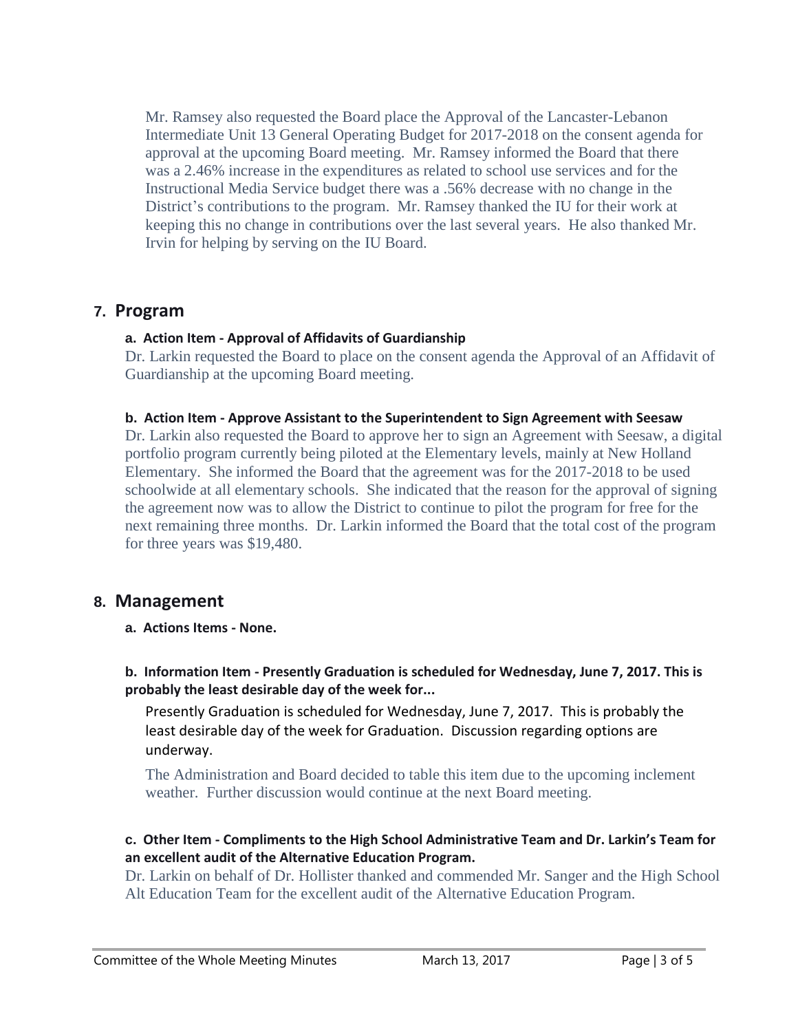Mr. Ramsey also requested the Board place the Approval of the Lancaster-Lebanon Intermediate Unit 13 General Operating Budget for 2017-2018 on the consent agenda for approval at the upcoming Board meeting. Mr. Ramsey informed the Board that there was a 2.46% increase in the expenditures as related to school use services and for the Instructional Media Service budget there was a .56% decrease with no change in the District's contributions to the program. Mr. Ramsey thanked the IU for their work at keeping this no change in contributions over the last several years. He also thanked Mr. Irvin for helping by serving on the IU Board.

## 7. Program

### a. Action Item - Approval of Affidavits of Guardianship

Dr. Larkin requested the Board to place on the consent agenda the Approval of an Affidavit of Guardianship at the upcoming Board meeting.

### b. Action Item - Approve Assistant to the Superintendent to Sign Agreement with Seesaw

Dr. Larkin also requested the Board to approve her to sign an Agreement with Seesaw, a digital portfolio program currently being piloted at the Elementary levels, mainly at New Holland Elementary. She informed the Board that the agreement was for the 2017-2018 to be used schoolwide at all elementary schools. She indicated that the reason for the approval of signing the agreement now was to allow the District to continue to pilot the program for free for the next remaining three months. Dr. Larkin informed the Board that the total cost of the program for three years was $19,480.

## 8. Management

### a. Actions Items - None.

### b. Information Item - Presently Graduation is scheduled for Wednesday, June 7, 2017. This is probably the least desirable day of the week for...

Presently Graduation is scheduled for Wednesday, June 7, 2017. This is probably the least desirable day of the week for Graduation. Discussion regarding options are underway.

The Administration and Board decided to table this item due to the upcoming inclement weather. Further discussion would continue at the next Board meeting.

### c. Other Item - Compliments to the High School Administrative Team and Dr. Larkin's Team for an excellent audit of the Alternative Education Program.

Dr. Larkin on behalf of Dr. Hollister thanked and commended Mr. Sanger and the High School Alt Education Team for the excellent audit of the Alternative Education Program.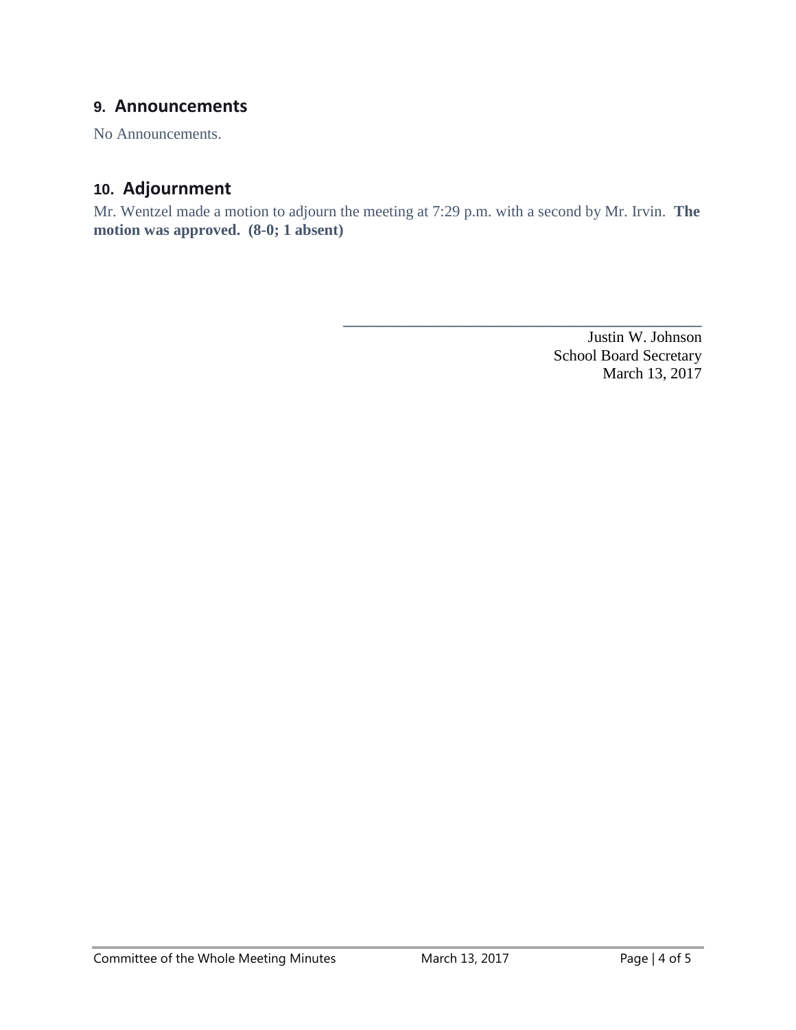## 9. Announcements

No Announcements.

## 10. Adjournment

Mr. Wentzel made a motion to adjourn the meeting at 7:29 p.m. with a second by Mr. Irvin. **The motion was approved. (8-0; 1 absent)**

\_\_\_\_\_\_\_\_\_\_\_\_\_\_\_\_\_\_\_\_\_\_\_\_\_\_\_\_\_\_\_\_\_\_\_\_\_\_\_\_\_\_

Justin W. Johnson
School Board Secretary
March 13, 2017